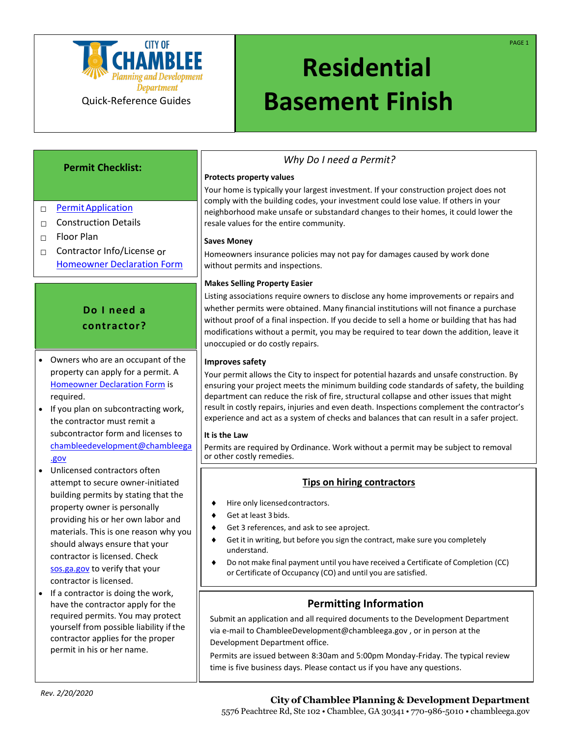CITY OF CHAMBLEE
Planning and Development Department

Quick-Reference Guides

# Residential Basement Finish

## Permit Checklist:

- ☐ Permit Application
- ☐ Construction Details
- ☐ Floor Plan
- ☐ Contractor Info/License or Homeowner Declaration Form

## Do I need a contractor?

- Owners who are an occupant of the property can apply for a permit. A Homeowner Declaration Form is required.
- If you plan on subcontracting work, the contractor must remit a subcontractor form and licenses to chambleedevelopment@chambleega.gov
- Unlicensed contractors often attempt to secure owner-initiated building permits by stating that the property owner is personally providing his or her own labor and materials. This is one reason why you should always ensure that your contractor is licensed. Check sos.ga.gov to verify that your contractor is licensed.
- If a contractor is doing the work, have the contractor apply for the required permits. You may protect yourself from possible liability if the contractor applies for the proper permit in his or her name.

## *Why Do I need a Permit?*

**Protects property values**

Your home is typically your largest investment. If your construction project does not comply with the building codes, your investment could lose value. If others in your neighborhood make unsafe or substandard changes to their homes, it could lower the resale values for the entire community.

**Saves Money**

Homeowners insurance policies may not pay for damages caused by work done without permits and inspections.

**Makes Selling Property Easier**

Listing associations require owners to disclose any home improvements or repairs and whether permits were obtained. Many financial institutions will not finance a purchase without proof of a final inspection. If you decide to sell a home or building that has had modifications without a permit, you may be required to tear down the addition, leave it unoccupied or do costly repairs.

**Improves safety**

Your permit allows the City to inspect for potential hazards and unsafe construction. By ensuring your project meets the minimum building code standards of safety, the building department can reduce the risk of fire, structural collapse and other issues that might result in costly repairs, injuries and even death. Inspections complement the contractor's experience and act as a system of checks and balances that can result in a safer project.

**It is the Law**

Permits are required by Ordinance. Work without a permit may be subject to removal or other costly remedies.

## Tips on hiring contractors

- Hire only licensed contractors.
- Get at least 3 bids.
- Get 3 references, and ask to see a project.
- Get it in writing, but before you sign the contract, make sure you completely understand.
- Do not make final payment until you have received a Certificate of Completion (CC) or Certificate of Occupancy (CO) and until you are satisfied.

## Permitting Information

Submit an application and all required documents to the Development Department via e-mail to ChambleeDevelopment@chambleega.gov , or in person at the Development Department office.

Permits are issued between 8:30am and 5:00pm Monday-Friday. The typical review time is five business days. Please contact us if you have any questions.

*Rev. 2/20/2020*

**City of Chamblee Planning & Development Department**
5576 Peachtree Rd, Ste 102 • Chamblee, GA 30341 • 770-986-5010 • chambleega.gov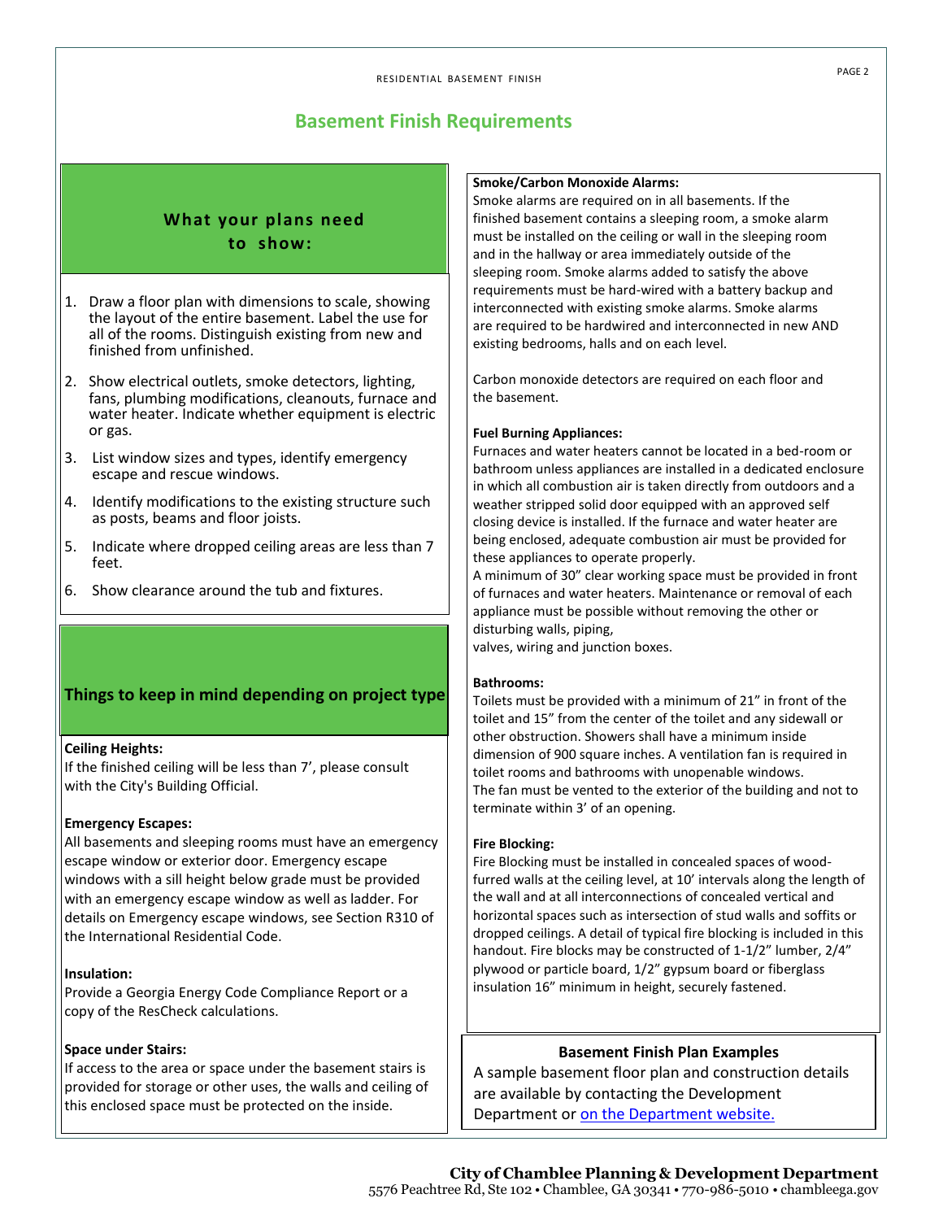# Basement Finish Requirements

## What your plans need to show:

1. Draw a floor plan with dimensions to scale, showing the layout of the entire basement. Label the use for all of the rooms. Distinguish existing from new and finished from unfinished.
2. Show electrical outlets, smoke detectors, lighting, fans, plumbing modifications, cleanouts, furnace and water heater. Indicate whether equipment is electric or gas.
3. List window sizes and types, identify emergency escape and rescue windows.
4. Identify modifications to the existing structure such as posts, beams and floor joists.
5. Indicate where dropped ceiling areas are less than 7 feet.
6. Show clearance around the tub and fixtures.

## Things to keep in mind depending on project type

**Ceiling Heights:**
If the finished ceiling will be less than 7', please consult with the City's Building Official.

**Emergency Escapes:**
All basements and sleeping rooms must have an emergency escape window or exterior door. Emergency escape windows with a sill height below grade must be provided with an emergency escape window as well as ladder. For details on Emergency escape windows, see Section R310 of the International Residential Code.

**Insulation:**
Provide a Georgia Energy Code Compliance Report or a copy of the ResCheck calculations.

**Space under Stairs:**
If access to the area or space under the basement stairs is provided for storage or other uses, the walls and ceiling of this enclosed space must be protected on the inside.

**Smoke/Carbon Monoxide Alarms:**
Smoke alarms are required on in all basements. If the finished basement contains a sleeping room, a smoke alarm must be installed on the ceiling or wall in the sleeping room and in the hallway or area immediately outside of the sleeping room. Smoke alarms added to satisfy the above requirements must be hard-wired with a battery backup and interconnected with existing smoke alarms. Smoke alarms are required to be hardwired and interconnected in new AND existing bedrooms, halls and on each level.

Carbon monoxide detectors are required on each floor and the basement.

**Fuel Burning Appliances:**
Furnaces and water heaters cannot be located in a bed-room or bathroom unless appliances are installed in a dedicated enclosure in which all combustion air is taken directly from outdoors and a weather stripped solid door equipped with an approved self closing device is installed. If the furnace and water heater are being enclosed, adequate combustion air must be provided for these appliances to operate properly.
A minimum of 30" clear working space must be provided in front of furnaces and water heaters. Maintenance or removal of each appliance must be possible without removing the other or disturbing walls, piping,
valves, wiring and junction boxes.

**Bathrooms:**
Toilets must be provided with a minimum of 21" in front of the toilet and 15" from the center of the toilet and any sidewall or other obstruction. Showers shall have a minimum inside dimension of 900 square inches. A ventilation fan is required in toilet rooms and bathrooms with unopenable windows.
The fan must be vented to the exterior of the building and not to terminate within 3' of an opening.

**Fire Blocking:**
Fire Blocking must be installed in concealed spaces of wood-furred walls at the ceiling level, at 10' intervals along the length of the wall and at all interconnections of concealed vertical and horizontal spaces such as intersection of stud walls and soffits or dropped ceilings. A detail of typical fire blocking is included in this handout. Fire blocks may be constructed of 1-1/2" lumber, 2/4" plywood or particle board, 1/2" gypsum board or fiberglass insulation 16" minimum in height, securely fastened.

### Basement Finish Plan Examples

A sample basement floor plan and construction details are available by contacting the Development Department or on the Department website.

**City of Chamblee Planning & Development Department**
5576 Peachtree Rd, Ste 102 • Chamblee, GA 30341 • 770-986-5010 • chambleega.gov